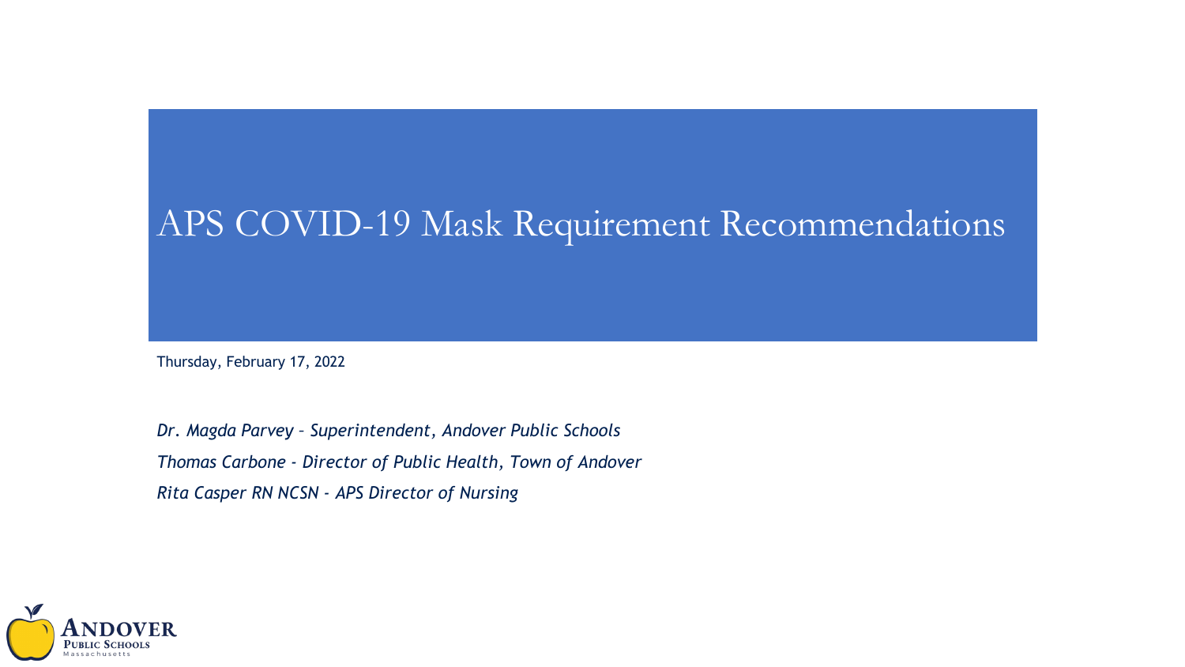# APS COVID-19 Mask Requirement Recommendations

Thursday, February 17, 2022

*Dr. Magda Parvey – Superintendent, Andover Public Schools*

*Thomas Carbone - Director of Public Health, Town of Andover*

*Rita Casper RN NCSN - APS Director of Nursing*

ANDOVER PUBLIC SCHOOLS Massachusetts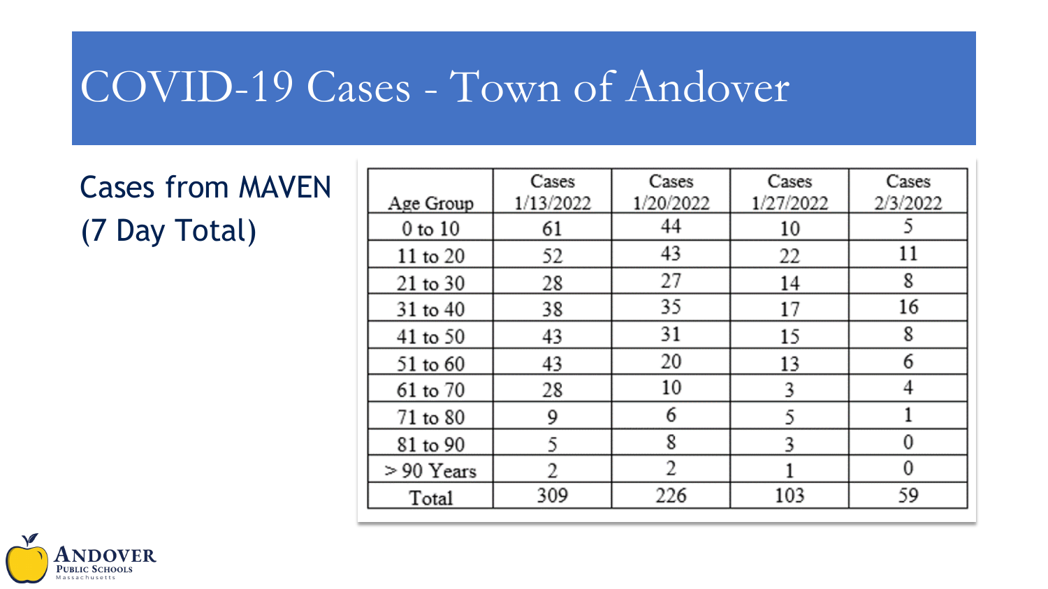# COVID-19 Cases - Town of Andover

Cases from MAVEN (7 Day Total)

| Age Group | Cases 1/13/2022 | Cases 1/20/2022 | Cases 1/27/2022 | Cases 2/3/2022 |
|---|---|---|---|---|
| 0 to 10 | 61 | 44 | 10 | 5 |
| 11 to 20 | 52 | 43 | 22 | 11 |
| 21 to 30 | 28 | 27 | 14 | 8 |
| 31 to 40 | 38 | 35 | 17 | 16 |
| 41 to 50 | 43 | 31 | 15 | 8 |
| 51 to 60 | 43 | 20 | 13 | 6 |
| 61 to 70 | 28 | 10 | 3 | 4 |
| 71 to 80 | 9 | 6 | 5 | 1 |
| 81 to 90 | 5 | 8 | 3 | 0 |
| > 90 Years | 2 | 2 | 1 | 0 |
| Total | 309 | 226 | 103 | 59 |

Andover Public Schools
Massachusetts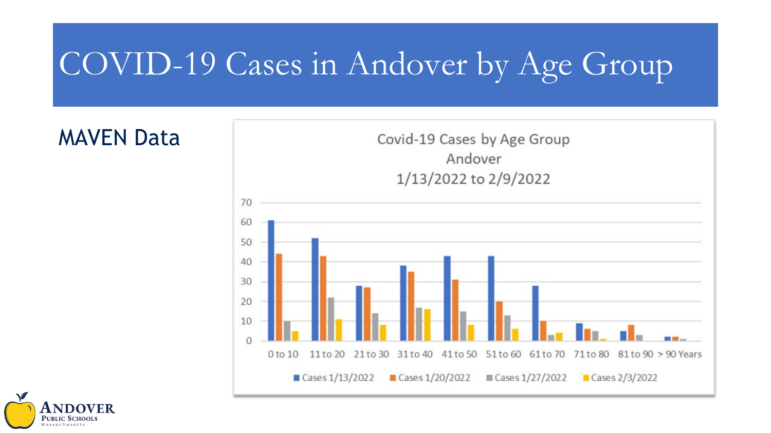# COVID-19 Cases in Andover by Age Group

MAVEN Data

Covid-19 Cases by Age Group
Andover
1/13/2022 to 2/9/2022

| Age Group | Cases 1/13/2022 | Cases 1/20/2022 | Cases 1/27/2022 | Cases 2/3/2022 |
|---|---|---|---|---|
| 0 to 10 | 61 | 44 | 10 | 5 |
| 11 to 20 | 52 | 43 | 22 | 11 |
| 21 to 30 | 28 | 27 | 14 | 8 |
| 31 to 40 | 38 | 35 | 17 | 16 |
| 41 to 50 | 43 | 31 | 15 | 8 |
| 51 to 60 | 43 | 20 | 13 | 6 |
| 61 to 70 | 28 | 10 | 3 | 4 |
| 71 to 80 | 9 | 6 | 5 | 1 |
| 81 to 90 | 5 | 8 | 3 | |
| > 90 Years | 2 | 2 | 1 | |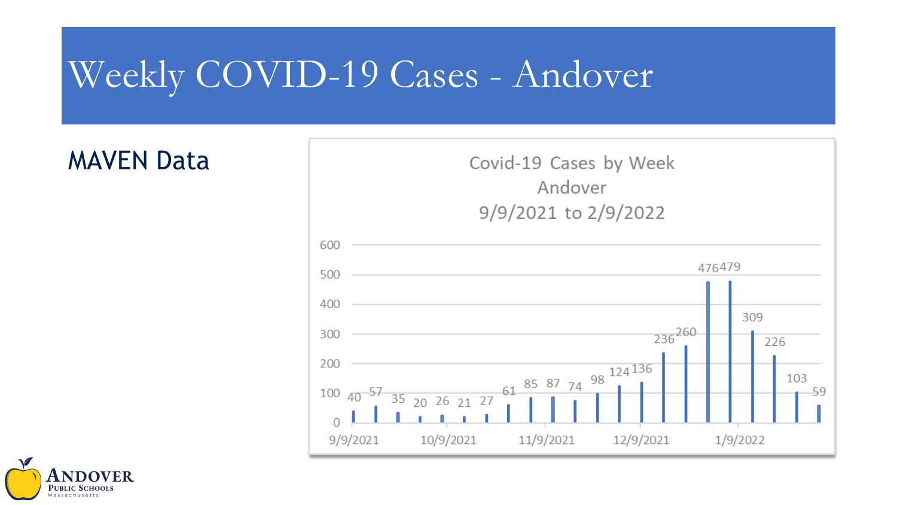# Weekly COVID-19 Cases - Andover

## MAVEN Data

Covid-19 Cases by Week
Andover
9/9/2021 to 2/9/2022

| Week | Cases |
|---|---|
| 9/9/2021 | 40 |
| | 57 |
| | 35 |
| | 20 |
| 10/9/2021 | 26 |
| | 21 |
| | 27 |
| | 61 |
| 11/9/2021 | 85 |
| | 87 |
| | 74 |
| | 98 |
| | 124 |
| 12/9/2021 | 136 |
| | 236 |
| | 260 |
| | 476 |
| 1/9/2022 | 479 |
| | 309 |
| | 226 |
| | 103 |
| | 59 |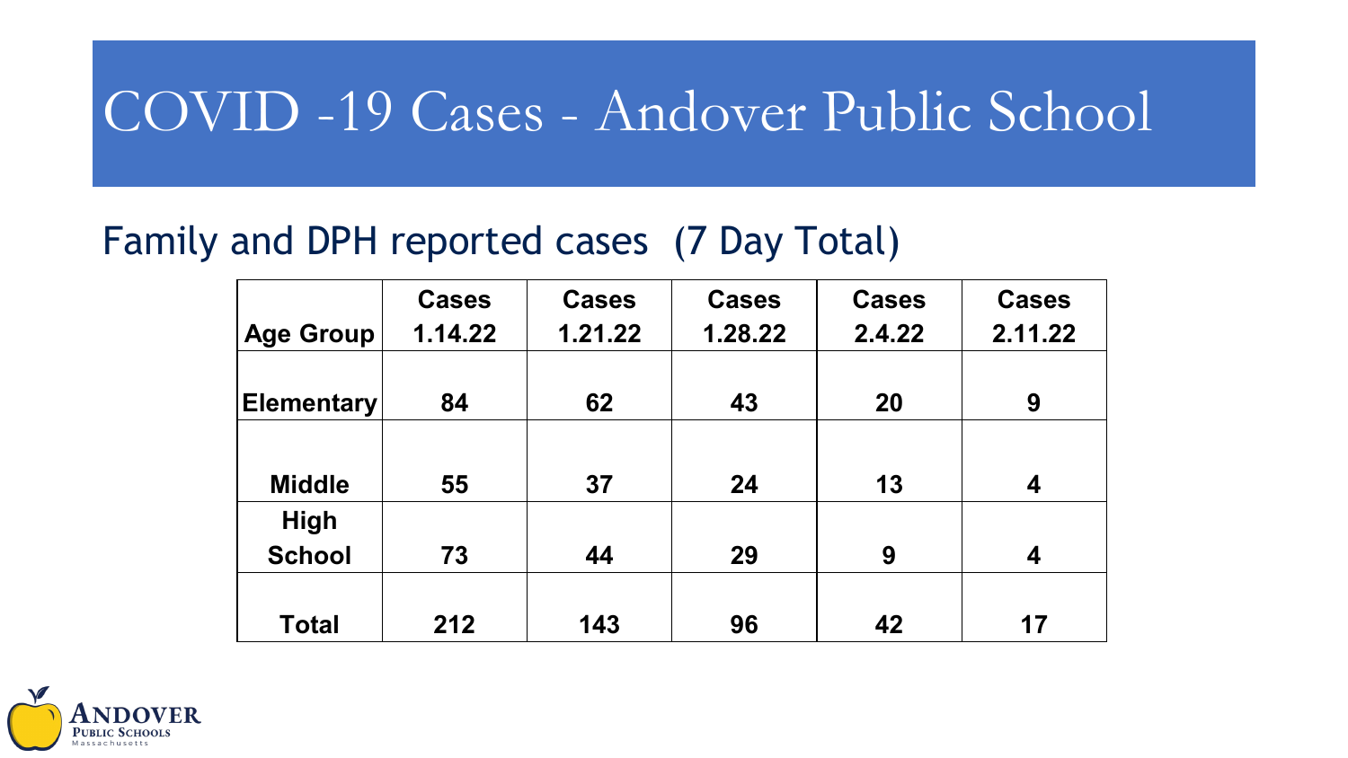# COVID -19 Cases - Andover Public School

## Family and DPH reported cases (7 Day Total)

| Age Group | Cases 1.14.22 | Cases 1.21.22 | Cases 1.28.22 | Cases 2.4.22 | Cases 2.11.22 |
|---|---|---|---|---|---|
| Elementary | 84 | 62 | 43 | 20 | 9 |
| Middle | 55 | 37 | 24 | 13 | 4 |
| High School | 73 | 44 | 29 | 9 | 4 |
| Total | 212 | 143 | 96 | 42 | 17 |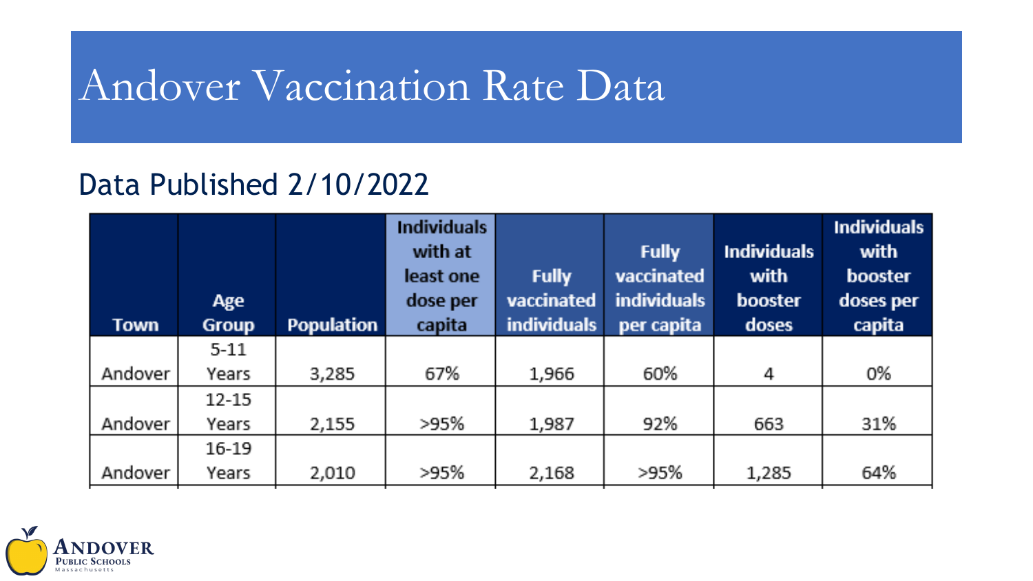# Andover Vaccination Rate Data

## Data Published 2/10/2022

| Town | Age Group | Population | Individuals with at least one dose per capita | Fully vaccinated individuals | Fully vaccinated individuals per capita | Individuals with booster doses | Individuals with booster doses per capita |
|---|---|---|---|---|---|---|---|
| Andover | 5-11 Years | 3,285 | 67% | 1,966 | 60% | 4 | 0% |
| Andover | 12-15 Years | 2,155 | >95% | 1,987 | 92% | 663 | 31% |
| Andover | 16-19 Years | 2,010 | >95% | 2,168 | >95% | 1,285 | 64% |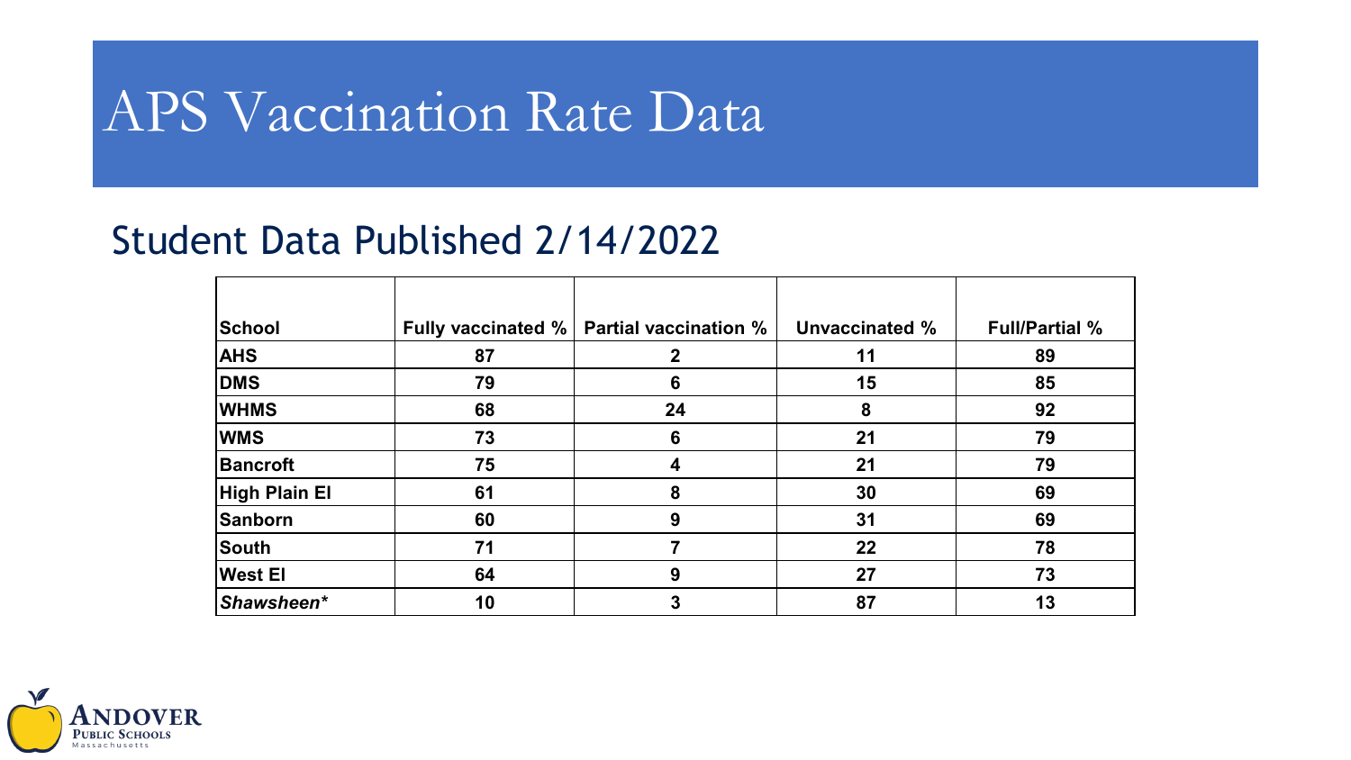# APS Vaccination Rate Data

## Student Data Published 2/14/2022

| School | Fully vaccinated % | Partial vaccination % | Unvaccinated % | Full/Partial % |
|---|---|---|---|---|
| **AHS** | **87** | **2** | **11** | **89** |
| **DMS** | **79** | **6** | **15** | **85** |
| **WHMS** | **68** | **24** | **8** | **92** |
| **WMS** | **73** | **6** | **21** | **79** |
| **Bancroft** | **75** | **4** | **21** | **79** |
| **High Plain El** | **61** | **8** | **30** | **69** |
| **Sanborn** | **60** | **9** | **31** | **69** |
| **South** | **71** | **7** | **22** | **78** |
| **West El** | **64** | **9** | **27** | **73** |
| ***Shawsheen**** | **10** | **3** | **87** | **13** |

ANDOVER PUBLIC SCHOOLS Massachusetts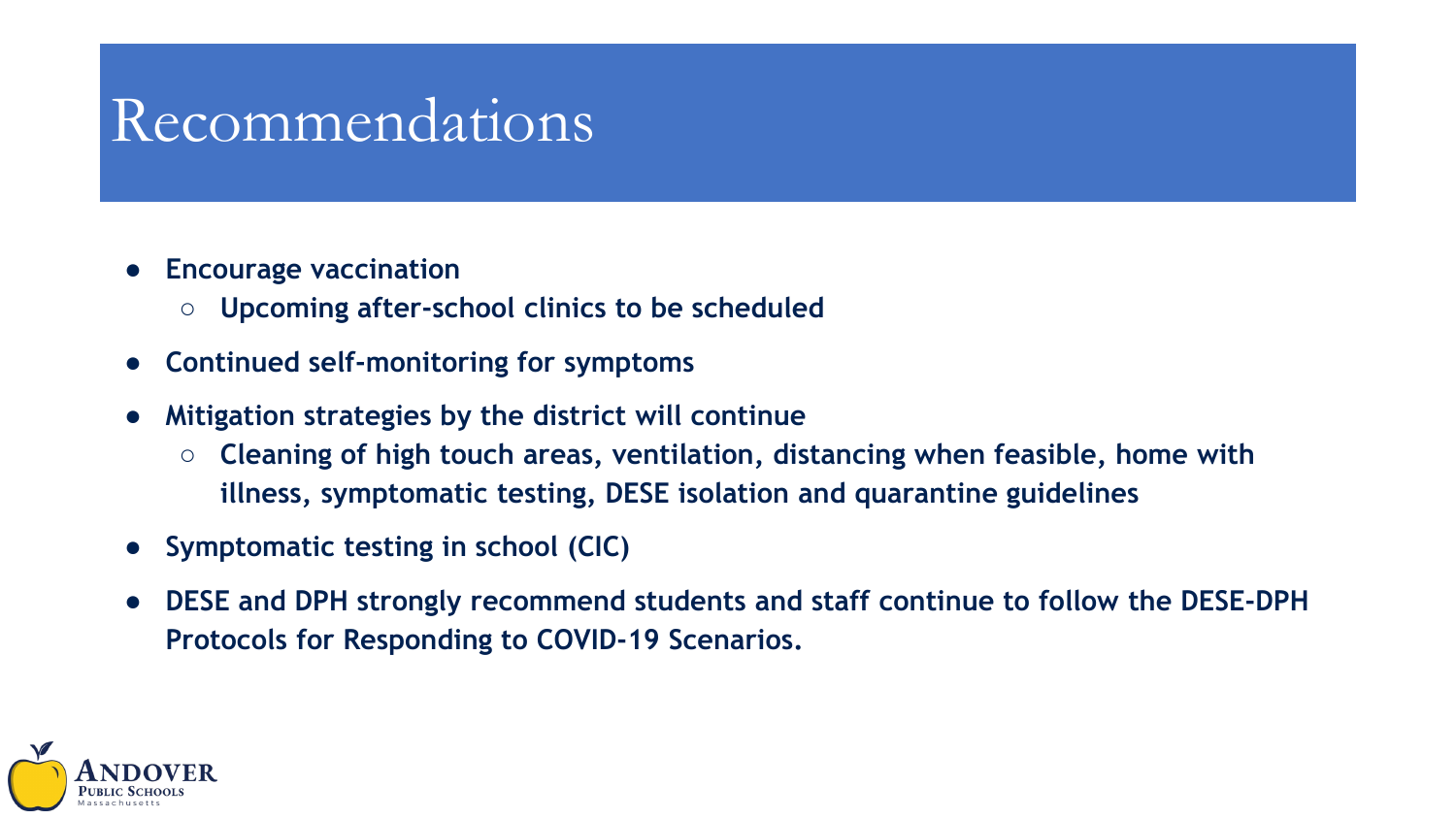# Recommendations

- **Encourage vaccination**
  - **Upcoming after-school clinics to be scheduled**
- **Continued self-monitoring for symptoms**
- **Mitigation strategies by the district will continue**
  - **Cleaning of high touch areas, ventilation, distancing when feasible, home with illness, symptomatic testing, DESE isolation and quarantine guidelines**
- **Symptomatic testing in school (CIC)**
- **DESE and DPH strongly recommend students and staff continue to follow the DESE-DPH Protocols for Responding to COVID-19 Scenarios.**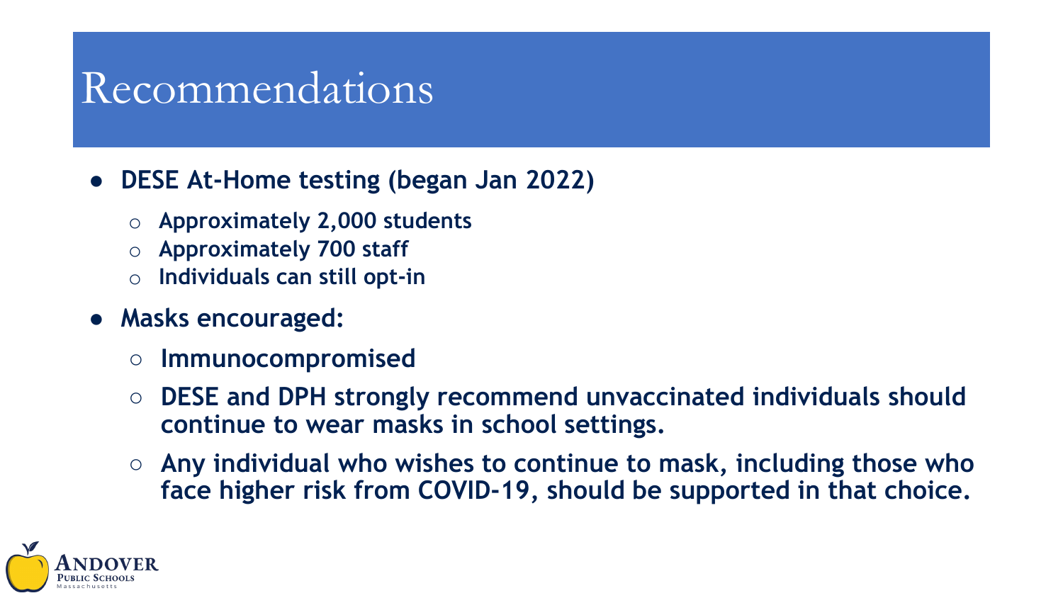# Recommendations

- **DESE At-Home testing (began Jan 2022)**
  - **Approximately 2,000 students**
  - **Approximately 700 staff**
  - **Individuals can still opt-in**
- **Masks encouraged:**
  - **Immunocompromised**
  - **DESE and DPH strongly recommend unvaccinated individuals should continue to wear masks in school settings.**
  - **Any individual who wishes to continue to mask, including those who face higher risk from COVID-19, should be supported in that choice.**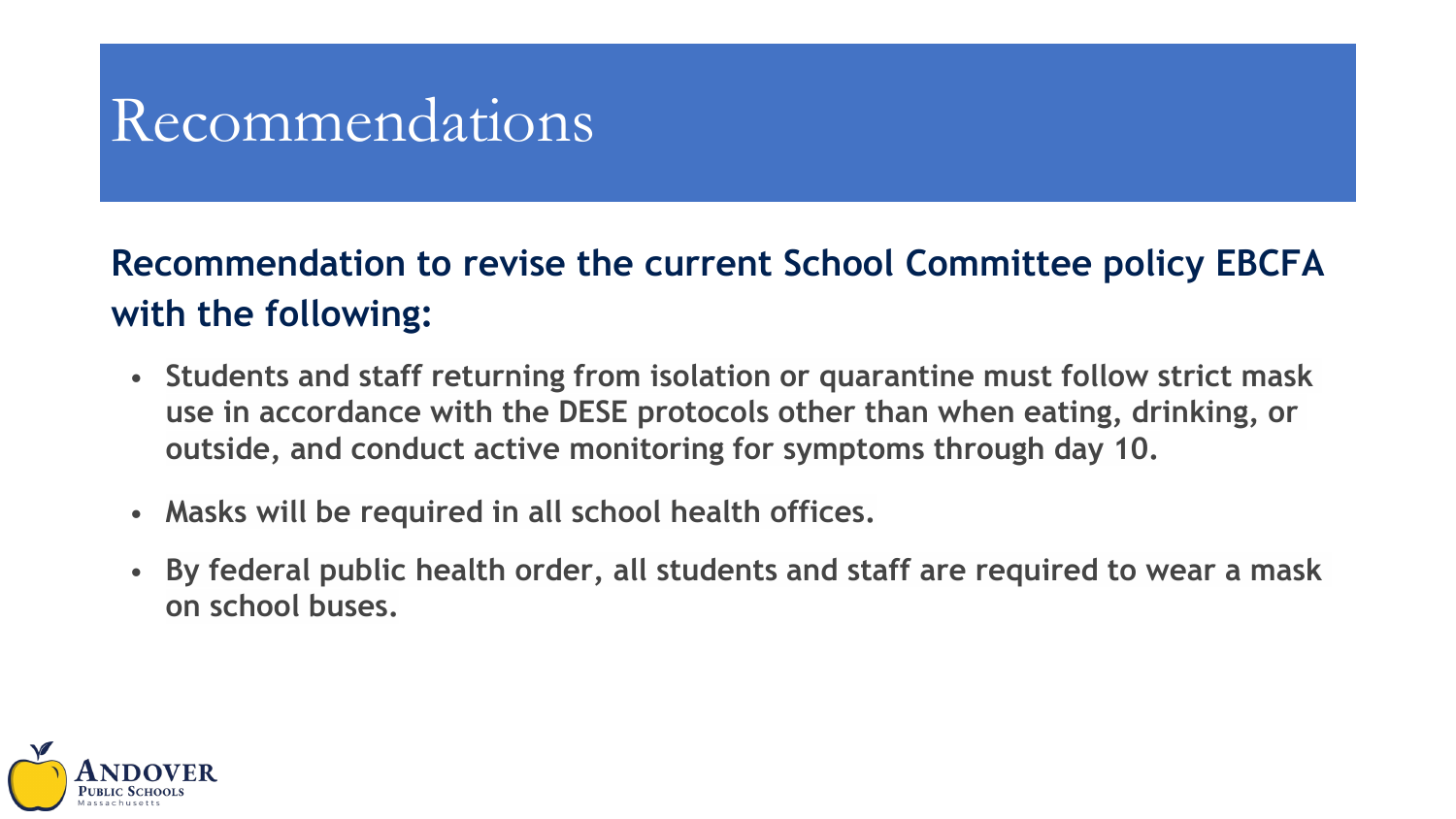# Recommendations

**Recommendation to revise the current School Committee policy EBCFA with the following:**

- **Students and staff returning from isolation or quarantine must follow strict mask use in accordance with the DESE protocols other than when eating, drinking, or outside, and conduct active monitoring for symptoms through day 10.**
- **Masks will be required in all school health offices.**
- **By federal public health order, all students and staff are required to wear a mask on school buses.**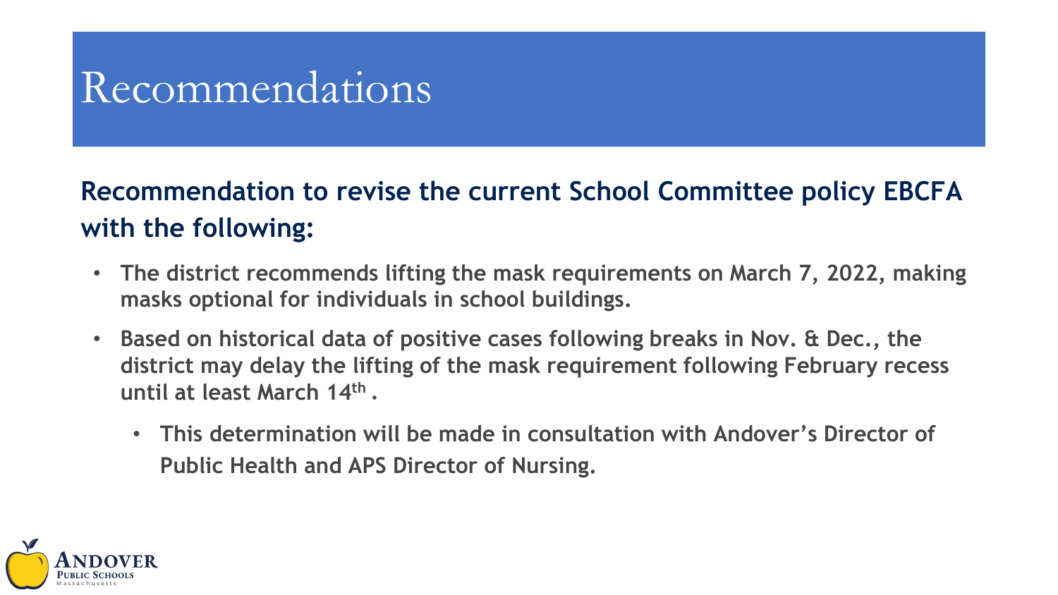# Recommendations

**Recommendation to revise the current School Committee policy EBCFA with the following:**

- **The district recommends lifting the mask requirements on March 7, 2022, making masks optional for individuals in school buildings.**
- **Based on historical data of positive cases following breaks in Nov. & Dec., the district may delay the lifting of the mask requirement following February recess until at least March 14th .**
  - **This determination will be made in consultation with Andover's Director of Public Health and APS Director of Nursing.**

Andover Public Schools Massachusetts